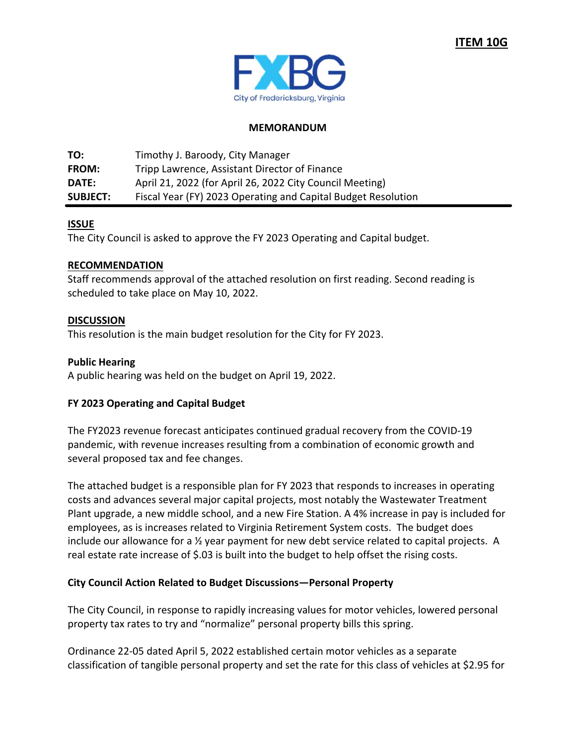**ITEM 10G**

FXBG
City of Fredericksburg, Virginia

**MEMORANDUM**

| | |
|---|---|
| **TO:** | Timothy J. Baroody, City Manager |
| **FROM:** | Tripp Lawrence, Assistant Director of Finance |
| **DATE:** | April 21, 2022 (for April 26, 2022 City Council Meeting) |
| **SUBJECT:** | Fiscal Year (FY) 2023 Operating and Capital Budget Resolution |

## ISSUE

The City Council is asked to approve the FY 2023 Operating and Capital budget.

## RECOMMENDATION

Staff recommends approval of the attached resolution on first reading. Second reading is scheduled to take place on May 10, 2022.

## DISCUSSION

This resolution is the main budget resolution for the City for FY 2023.

### Public Hearing

A public hearing was held on the budget on April 19, 2022.

### FY 2023 Operating and Capital Budget

The FY2023 revenue forecast anticipates continued gradual recovery from the COVID-19 pandemic, with revenue increases resulting from a combination of economic growth and several proposed tax and fee changes.

The attached budget is a responsible plan for FY 2023 that responds to increases in operating costs and advances several major capital projects, most notably the Wastewater Treatment Plant upgrade, a new middle school, and a new Fire Station. A 4% increase in pay is included for employees, as is increases related to Virginia Retirement System costs. The budget does include our allowance for a ½ year payment for new debt service related to capital projects. A real estate rate increase of $.03 is built into the budget to help offset the rising costs.

### City Council Action Related to Budget Discussions—Personal Property

The City Council, in response to rapidly increasing values for motor vehicles, lowered personal property tax rates to try and "normalize" personal property bills this spring.

Ordinance 22-05 dated April 5, 2022 established certain motor vehicles as a separate classification of tangible personal property and set the rate for this class of vehicles at $2.95 for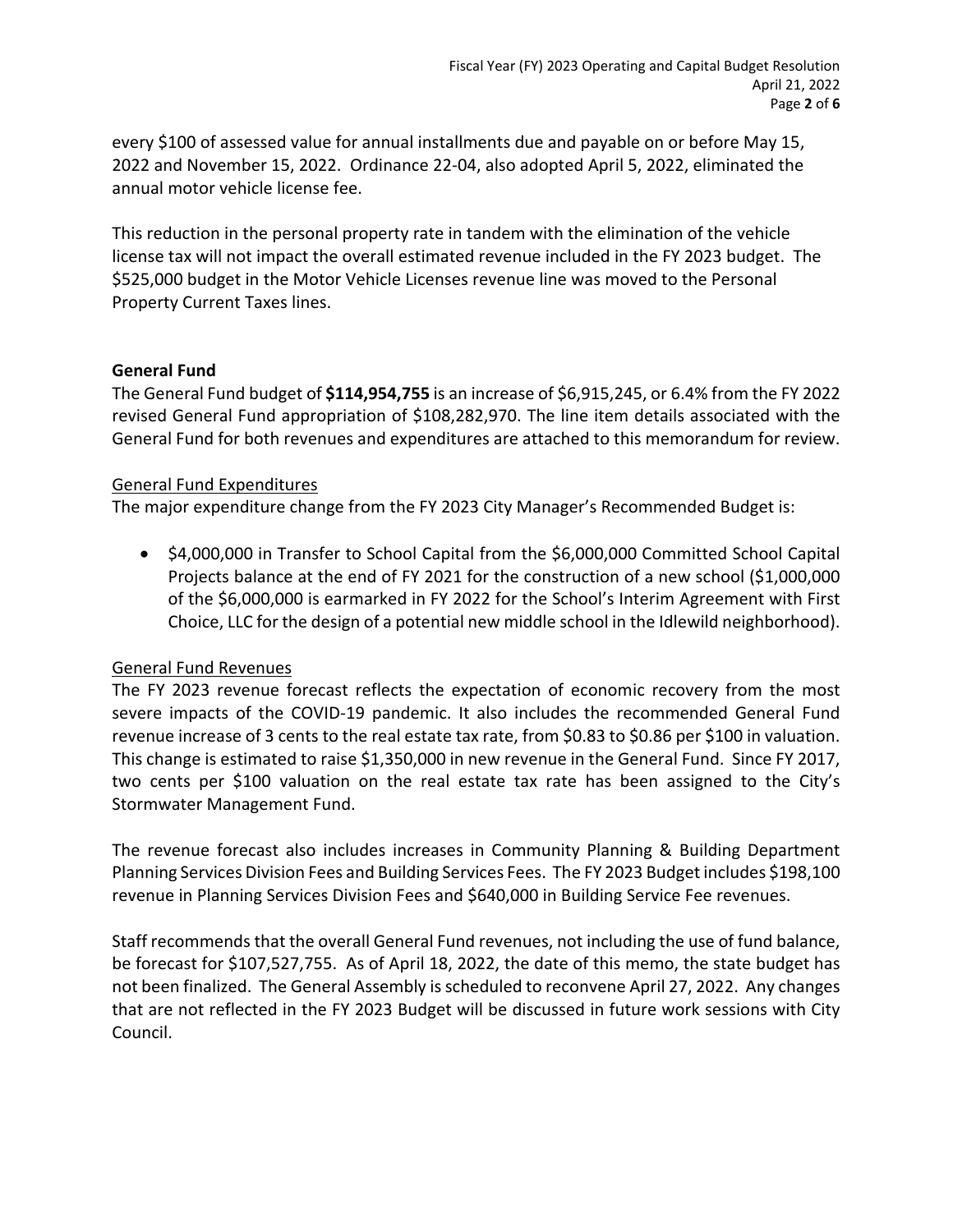every $100 of assessed value for annual installments due and payable on or before May 15, 2022 and November 15, 2022. Ordinance 22-04, also adopted April 5, 2022, eliminated the annual motor vehicle license fee.

This reduction in the personal property rate in tandem with the elimination of the vehicle license tax will not impact the overall estimated revenue included in the FY 2023 budget. The $525,000 budget in the Motor Vehicle Licenses revenue line was moved to the Personal Property Current Taxes lines.

**General Fund**

The General Fund budget of **$114,954,755** is an increase of $6,915,245, or 6.4% from the FY 2022 revised General Fund appropriation of $108,282,970. The line item details associated with the General Fund for both revenues and expenditures are attached to this memorandum for review.

General Fund Expenditures

The major expenditure change from the FY 2023 City Manager's Recommended Budget is:

- $4,000,000 in Transfer to School Capital from the $6,000,000 Committed School Capital Projects balance at the end of FY 2021 for the construction of a new school ($1,000,000 of the $6,000,000 is earmarked in FY 2022 for the School's Interim Agreement with First Choice, LLC for the design of a potential new middle school in the Idlewild neighborhood).

General Fund Revenues

The FY 2023 revenue forecast reflects the expectation of economic recovery from the most severe impacts of the COVID-19 pandemic. It also includes the recommended General Fund revenue increase of 3 cents to the real estate tax rate, from $0.83 to $0.86 per $100 in valuation. This change is estimated to raise $1,350,000 in new revenue in the General Fund. Since FY 2017, two cents per $100 valuation on the real estate tax rate has been assigned to the City's Stormwater Management Fund.

The revenue forecast also includes increases in Community Planning & Building Department Planning Services Division Fees and Building Services Fees. The FY 2023 Budget includes $198,100 revenue in Planning Services Division Fees and $640,000 in Building Service Fee revenues.

Staff recommends that the overall General Fund revenues, not including the use of fund balance, be forecast for $107,527,755. As of April 18, 2022, the date of this memo, the state budget has not been finalized. The General Assembly is scheduled to reconvene April 27, 2022. Any changes that are not reflected in the FY 2023 Budget will be discussed in future work sessions with City Council.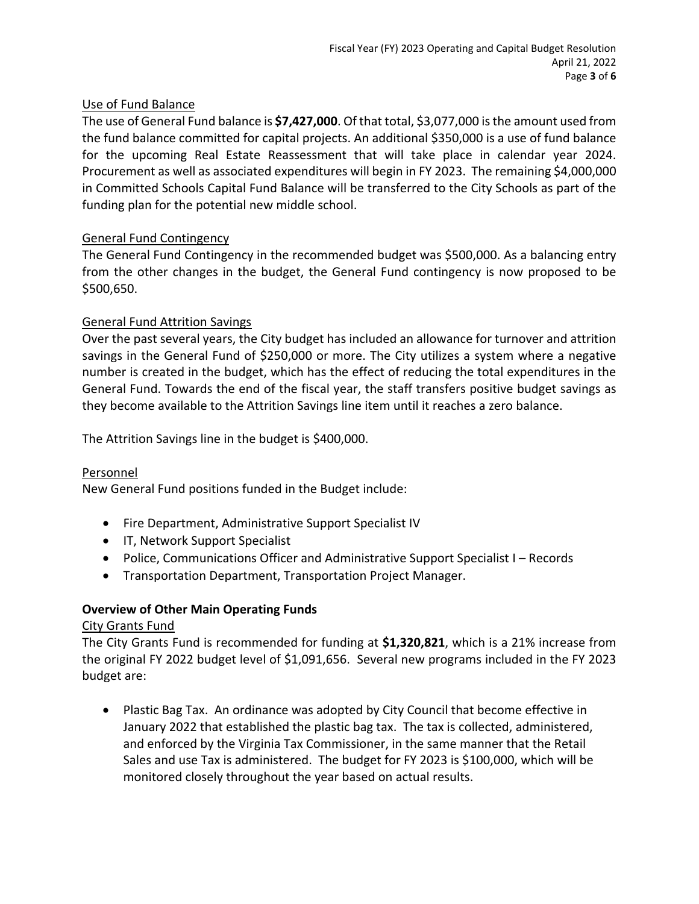Use of Fund Balance

The use of General Fund balance is **$7,427,000**. Of that total, $3,077,000 is the amount used from the fund balance committed for capital projects. An additional $350,000 is a use of fund balance for the upcoming Real Estate Reassessment that will take place in calendar year 2024. Procurement as well as associated expenditures will begin in FY 2023. The remaining $4,000,000 in Committed Schools Capital Fund Balance will be transferred to the City Schools as part of the funding plan for the potential new middle school.

General Fund Contingency

The General Fund Contingency in the recommended budget was $500,000. As a balancing entry from the other changes in the budget, the General Fund contingency is now proposed to be $500,650.

General Fund Attrition Savings

Over the past several years, the City budget has included an allowance for turnover and attrition savings in the General Fund of $250,000 or more. The City utilizes a system where a negative number is created in the budget, which has the effect of reducing the total expenditures in the General Fund. Towards the end of the fiscal year, the staff transfers positive budget savings as they become available to the Attrition Savings line item until it reaches a zero balance.

The Attrition Savings line in the budget is $400,000.

Personnel

New General Fund positions funded in the Budget include:

- Fire Department, Administrative Support Specialist IV
- IT, Network Support Specialist
- Police, Communications Officer and Administrative Support Specialist I – Records
- Transportation Department, Transportation Project Manager.

**Overview of Other Main Operating Funds**

City Grants Fund

The City Grants Fund is recommended for funding at **$1,320,821**, which is a 21% increase from the original FY 2022 budget level of $1,091,656. Several new programs included in the FY 2023 budget are:

- Plastic Bag Tax. An ordinance was adopted by City Council that become effective in January 2022 that established the plastic bag tax. The tax is collected, administered, and enforced by the Virginia Tax Commissioner, in the same manner that the Retail Sales and use Tax is administered. The budget for FY 2023 is $100,000, which will be monitored closely throughout the year based on actual results.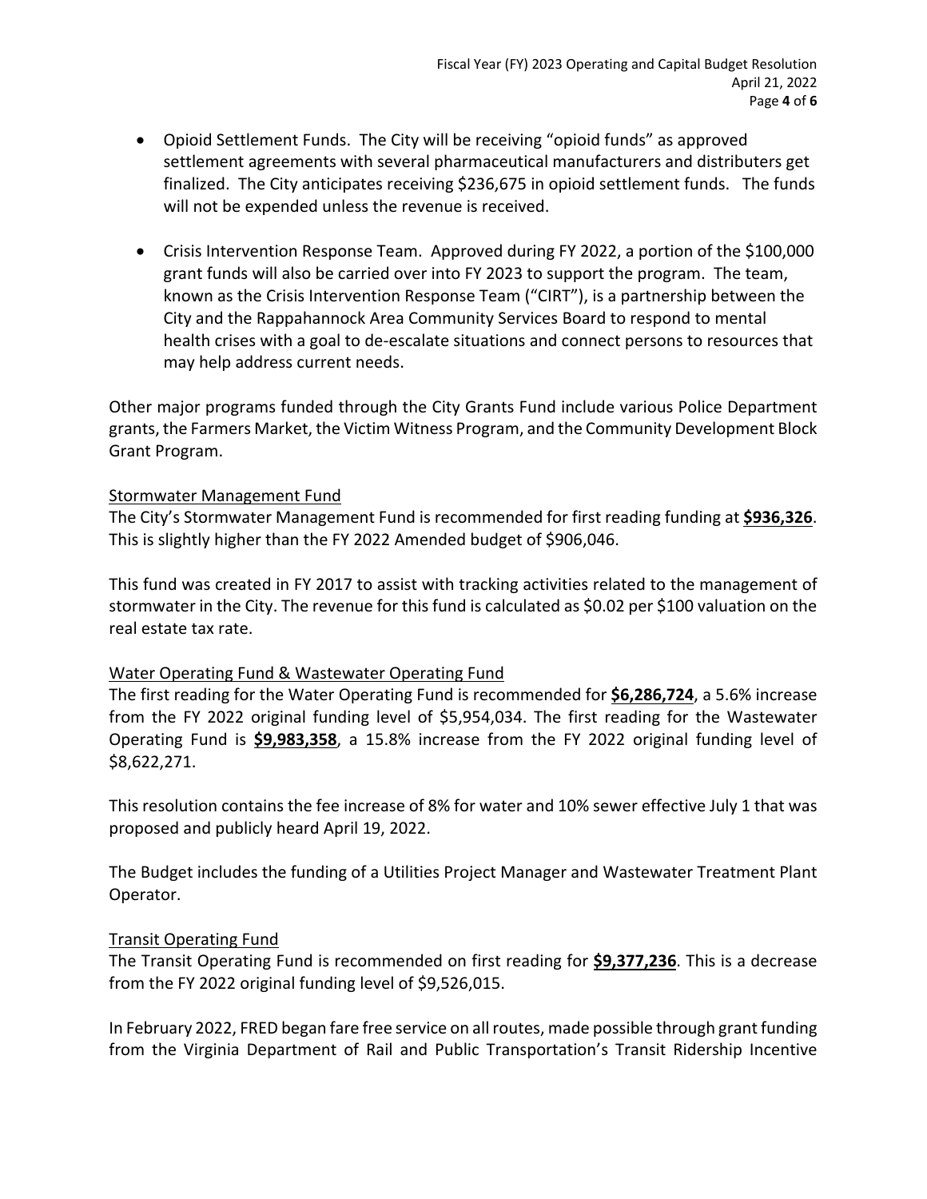- Opioid Settlement Funds. The City will be receiving "opioid funds" as approved settlement agreements with several pharmaceutical manufacturers and distributers get finalized. The City anticipates receiving $236,675 in opioid settlement funds. The funds will not be expended unless the revenue is received.

- Crisis Intervention Response Team. Approved during FY 2022, a portion of the $100,000 grant funds will also be carried over into FY 2023 to support the program. The team, known as the Crisis Intervention Response Team ("CIRT"), is a partnership between the City and the Rappahannock Area Community Services Board to respond to mental health crises with a goal to de-escalate situations and connect persons to resources that may help address current needs.

Other major programs funded through the City Grants Fund include various Police Department grants, the Farmers Market, the Victim Witness Program, and the Community Development Block Grant Program.

Stormwater Management Fund

The City's Stormwater Management Fund is recommended for first reading funding at **$936,326**. This is slightly higher than the FY 2022 Amended budget of $906,046.

This fund was created in FY 2017 to assist with tracking activities related to the management of stormwater in the City. The revenue for this fund is calculated as $0.02 per $100 valuation on the real estate tax rate.

Water Operating Fund & Wastewater Operating Fund

The first reading for the Water Operating Fund is recommended for **$6,286,724**, a 5.6% increase from the FY 2022 original funding level of $5,954,034. The first reading for the Wastewater Operating Fund is **$9,983,358**, a 15.8% increase from the FY 2022 original funding level of $8,622,271.

This resolution contains the fee increase of 8% for water and 10% sewer effective July 1 that was proposed and publicly heard April 19, 2022.

The Budget includes the funding of a Utilities Project Manager and Wastewater Treatment Plant Operator.

Transit Operating Fund

The Transit Operating Fund is recommended on first reading for **$9,377,236**. This is a decrease from the FY 2022 original funding level of $9,526,015.

In February 2022, FRED began fare free service on all routes, made possible through grant funding from the Virginia Department of Rail and Public Transportation's Transit Ridership Incentive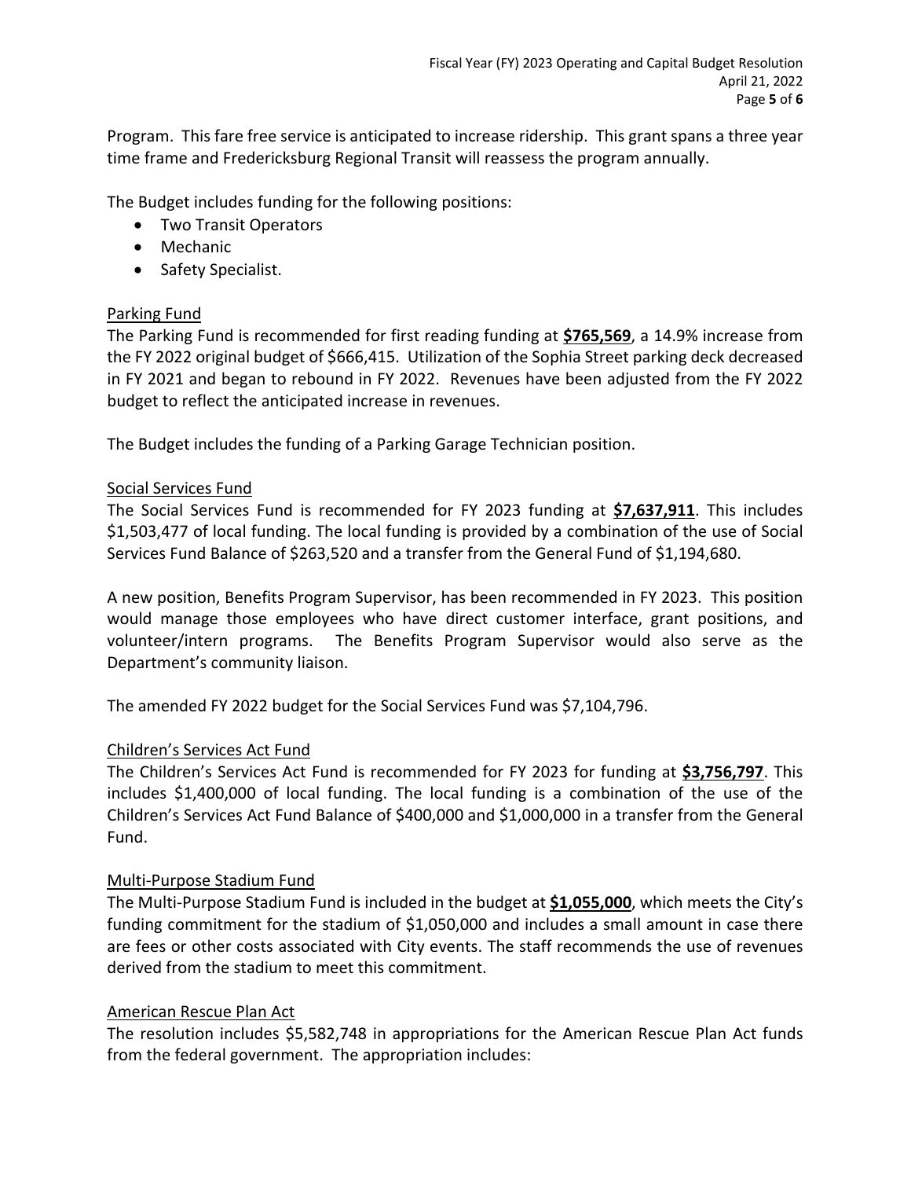Program. This fare free service is anticipated to increase ridership. This grant spans a three year time frame and Fredericksburg Regional Transit will reassess the program annually.

The Budget includes funding for the following positions:

- Two Transit Operators
- Mechanic
- Safety Specialist.

Parking Fund

The Parking Fund is recommended for first reading funding at **$765,569**, a 14.9% increase from the FY 2022 original budget of $666,415. Utilization of the Sophia Street parking deck decreased in FY 2021 and began to rebound in FY 2022. Revenues have been adjusted from the FY 2022 budget to reflect the anticipated increase in revenues.

The Budget includes the funding of a Parking Garage Technician position.

Social Services Fund

The Social Services Fund is recommended for FY 2023 funding at **$7,637,911**. This includes $1,503,477 of local funding. The local funding is provided by a combination of the use of Social Services Fund Balance of $263,520 and a transfer from the General Fund of $1,194,680.

A new position, Benefits Program Supervisor, has been recommended in FY 2023. This position would manage those employees who have direct customer interface, grant positions, and volunteer/intern programs. The Benefits Program Supervisor would also serve as the Department's community liaison.

The amended FY 2022 budget for the Social Services Fund was $7,104,796.

Children's Services Act Fund

The Children's Services Act Fund is recommended for FY 2023 for funding at **$3,756,797**. This includes $1,400,000 of local funding. The local funding is a combination of the use of the Children's Services Act Fund Balance of $400,000 and $1,000,000 in a transfer from the General Fund.

Multi-Purpose Stadium Fund

The Multi-Purpose Stadium Fund is included in the budget at **$1,055,000**, which meets the City's funding commitment for the stadium of $1,050,000 and includes a small amount in case there are fees or other costs associated with City events. The staff recommends the use of revenues derived from the stadium to meet this commitment.

American Rescue Plan Act

The resolution includes $5,582,748 in appropriations for the American Rescue Plan Act funds from the federal government. The appropriation includes: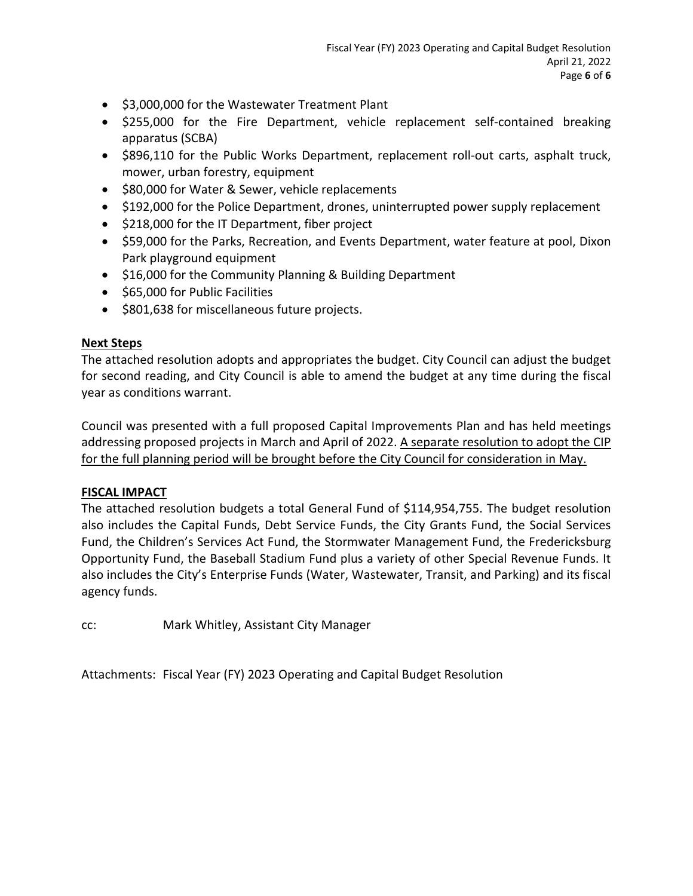- $3,000,000 for the Wastewater Treatment Plant
- $255,000 for the Fire Department, vehicle replacement self-contained breaking apparatus (SCBA)
- $896,110 for the Public Works Department, replacement roll-out carts, asphalt truck, mower, urban forestry, equipment
- $80,000 for Water & Sewer, vehicle replacements
- $192,000 for the Police Department, drones, uninterrupted power supply replacement
- $218,000 for the IT Department, fiber project
- $59,000 for the Parks, Recreation, and Events Department, water feature at pool, Dixon Park playground equipment
- $16,000 for the Community Planning & Building Department
- $65,000 for Public Facilities
- $801,638 for miscellaneous future projects.

**Next Steps**

The attached resolution adopts and appropriates the budget. City Council can adjust the budget for second reading, and City Council is able to amend the budget at any time during the fiscal year as conditions warrant.

Council was presented with a full proposed Capital Improvements Plan and has held meetings addressing proposed projects in March and April of 2022. A separate resolution to adopt the CIP for the full planning period will be brought before the City Council for consideration in May.

**FISCAL IMPACT**

The attached resolution budgets a total General Fund of $114,954,755. The budget resolution also includes the Capital Funds, Debt Service Funds, the City Grants Fund, the Social Services Fund, the Children's Services Act Fund, the Stormwater Management Fund, the Fredericksburg Opportunity Fund, the Baseball Stadium Fund plus a variety of other Special Revenue Funds. It also includes the City's Enterprise Funds (Water, Wastewater, Transit, and Parking) and its fiscal agency funds.

cc: Mark Whitley, Assistant City Manager

Attachments: Fiscal Year (FY) 2023 Operating and Capital Budget Resolution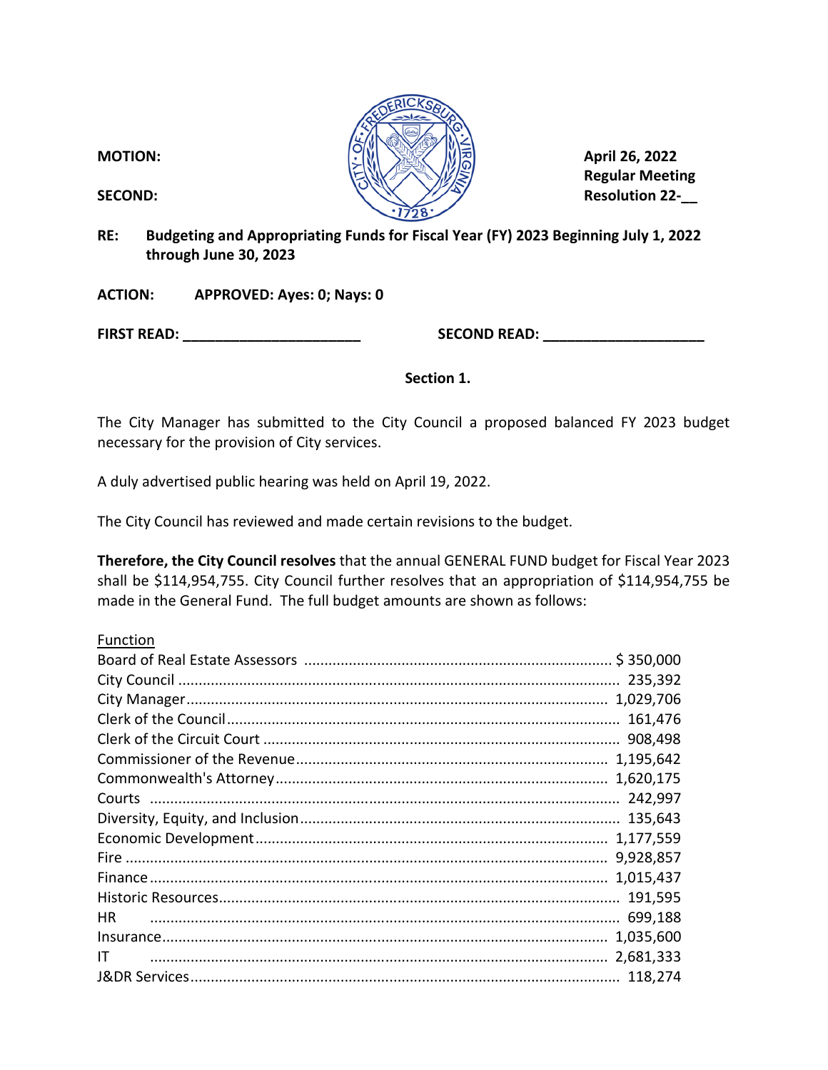**MOTION:**

**SECOND:**

**April 26, 2022**
**Regular Meeting**
**Resolution 22-__**

**RE: Budgeting and Appropriating Funds for Fiscal Year (FY) 2023 Beginning July 1, 2022 through June 30, 2023**

**ACTION: APPROVED: Ayes: 0; Nays: 0**

**FIRST READ:** ______________________ **SECOND READ:** ____________________

**Section 1.**

The City Manager has submitted to the City Council a proposed balanced FY 2023 budget necessary for the provision of City services.

A duly advertised public hearing was held on April 19, 2022.

The City Council has reviewed and made certain revisions to the budget.

**Therefore, the City Council resolves** that the annual GENERAL FUND budget for Fiscal Year 2023 shall be $114,954,755. City Council further resolves that an appropriation of $114,954,755 be made in the General Fund. The full budget amounts are shown as follows:

| Function | |
|---|---|
| Board of Real Estate Assessors | $ 350,000 |
| City Council | 235,392 |
| City Manager | 1,029,706 |
| Clerk of the Council | 161,476 |
| Clerk of the Circuit Court | 908,498 |
| Commissioner of the Revenue | 1,195,642 |
| Commonwealth's Attorney | 1,620,175 |
| Courts | 242,997 |
| Diversity, Equity, and Inclusion | 135,643 |
| Economic Development | 1,177,559 |
| Fire | 9,928,857 |
| Finance | 1,015,437 |
| Historic Resources | 191,595 |
| HR | 699,188 |
| Insurance | 1,035,600 |
| IT | 2,681,333 |
| J&DR Services | 118,274 |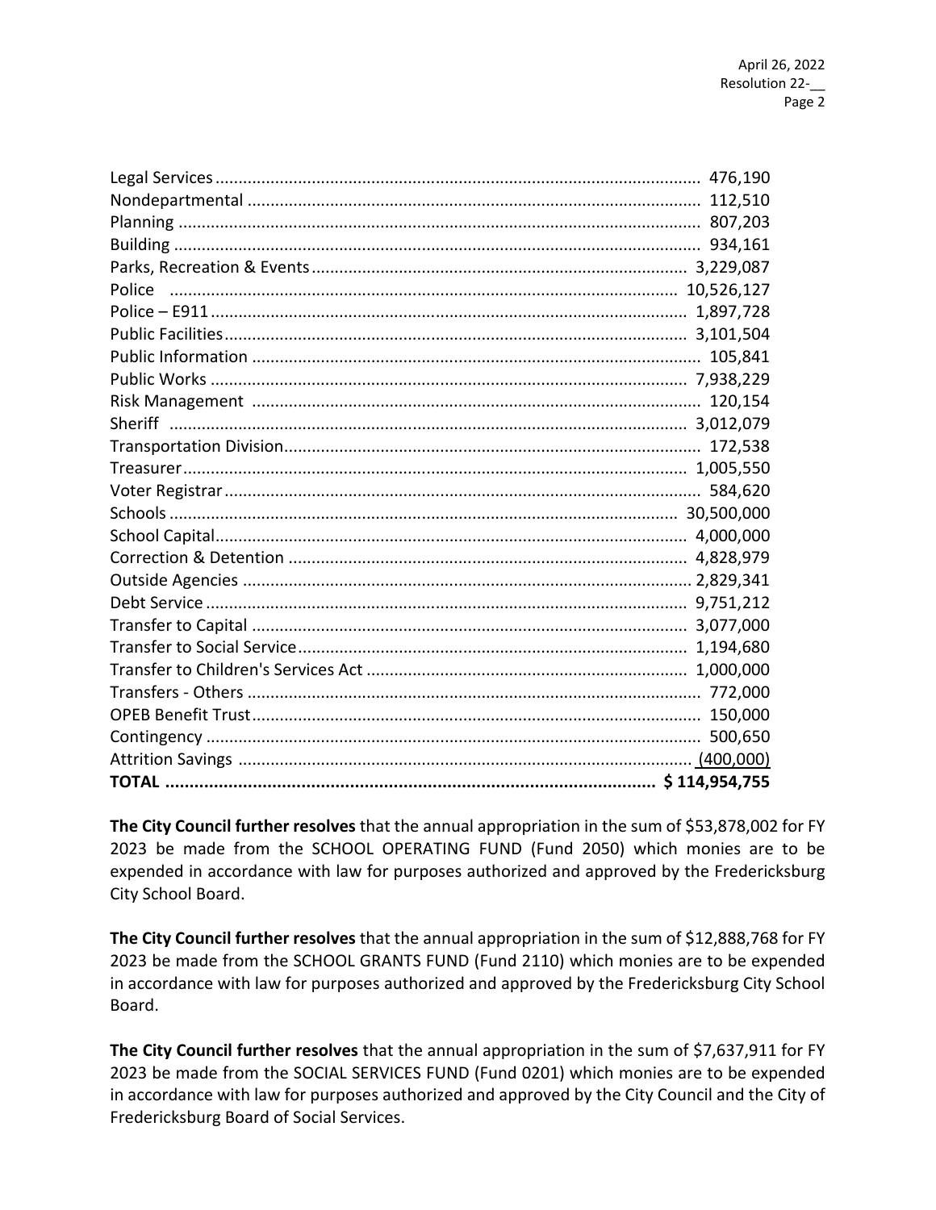| | |
|---|---:|
| Legal Services | 476,190 |
| Nondepartmental | 112,510 |
| Planning | 807,203 |
| Building | 934,161 |
| Parks, Recreation & Events | 3,229,087 |
| Police | 10,526,127 |
| Police – E911 | 1,897,728 |
| Public Facilities | 3,101,504 |
| Public Information | 105,841 |
| Public Works | 7,938,229 |
| Risk Management | 120,154 |
| Sheriff | 3,012,079 |
| Transportation Division | 172,538 |
| Treasurer | 1,005,550 |
| Voter Registrar | 584,620 |
| Schools | 30,500,000 |
| School Capital | 4,000,000 |
| Correction & Detention | 4,828,979 |
| Outside Agencies | 2,829,341 |
| Debt Service | 9,751,212 |
| Transfer to Capital | 3,077,000 |
| Transfer to Social Service | 1,194,680 |
| Transfer to Children's Services Act | 1,000,000 |
| Transfers - Others | 772,000 |
| OPEB Benefit Trust | 150,000 |
| Contingency | 500,650 |
| Attrition Savings | (400,000) |
| **TOTAL** | **$ 114,954,755** |

**The City Council further resolves** that the annual appropriation in the sum of $53,878,002 for FY 2023 be made from the SCHOOL OPERATING FUND (Fund 2050) which monies are to be expended in accordance with law for purposes authorized and approved by the Fredericksburg City School Board.

**The City Council further resolves** that the annual appropriation in the sum of $12,888,768 for FY 2023 be made from the SCHOOL GRANTS FUND (Fund 2110) which monies are to be expended in accordance with law for purposes authorized and approved by the Fredericksburg City School Board.

**The City Council further resolves** that the annual appropriation in the sum of $7,637,911 for FY 2023 be made from the SOCIAL SERVICES FUND (Fund 0201) which monies are to be expended in accordance with law for purposes authorized and approved by the City Council and the City of Fredericksburg Board of Social Services.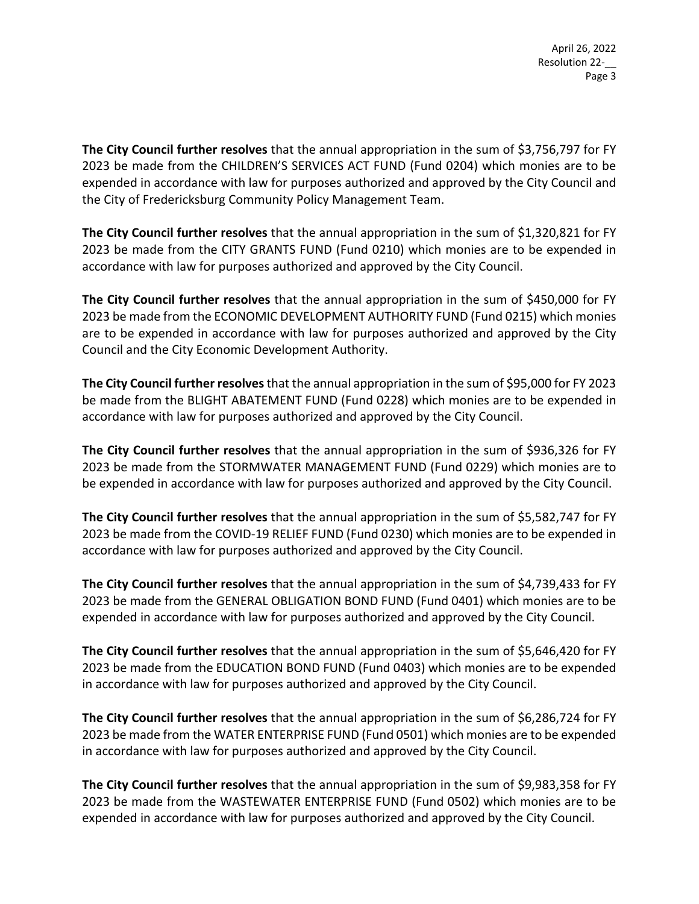**The City Council further resolves** that the annual appropriation in the sum of $3,756,797 for FY 2023 be made from the CHILDREN'S SERVICES ACT FUND (Fund 0204) which monies are to be expended in accordance with law for purposes authorized and approved by the City Council and the City of Fredericksburg Community Policy Management Team.

**The City Council further resolves** that the annual appropriation in the sum of $1,320,821 for FY 2023 be made from the CITY GRANTS FUND (Fund 0210) which monies are to be expended in accordance with law for purposes authorized and approved by the City Council.

**The City Council further resolves** that the annual appropriation in the sum of $450,000 for FY 2023 be made from the ECONOMIC DEVELOPMENT AUTHORITY FUND (Fund 0215) which monies are to be expended in accordance with law for purposes authorized and approved by the City Council and the City Economic Development Authority.

**The City Council further resolves** that the annual appropriation in the sum of $95,000 for FY 2023 be made from the BLIGHT ABATEMENT FUND (Fund 0228) which monies are to be expended in accordance with law for purposes authorized and approved by the City Council.

**The City Council further resolves** that the annual appropriation in the sum of $936,326 for FY 2023 be made from the STORMWATER MANAGEMENT FUND (Fund 0229) which monies are to be expended in accordance with law for purposes authorized and approved by the City Council.

**The City Council further resolves** that the annual appropriation in the sum of $5,582,747 for FY 2023 be made from the COVID-19 RELIEF FUND (Fund 0230) which monies are to be expended in accordance with law for purposes authorized and approved by the City Council.

**The City Council further resolves** that the annual appropriation in the sum of $4,739,433 for FY 2023 be made from the GENERAL OBLIGATION BOND FUND (Fund 0401) which monies are to be expended in accordance with law for purposes authorized and approved by the City Council.

**The City Council further resolves** that the annual appropriation in the sum of $5,646,420 for FY 2023 be made from the EDUCATION BOND FUND (Fund 0403) which monies are to be expended in accordance with law for purposes authorized and approved by the City Council.

**The City Council further resolves** that the annual appropriation in the sum of $6,286,724 for FY 2023 be made from the WATER ENTERPRISE FUND (Fund 0501) which monies are to be expended in accordance with law for purposes authorized and approved by the City Council.

**The City Council further resolves** that the annual appropriation in the sum of $9,983,358 for FY 2023 be made from the WASTEWATER ENTERPRISE FUND (Fund 0502) which monies are to be expended in accordance with law for purposes authorized and approved by the City Council.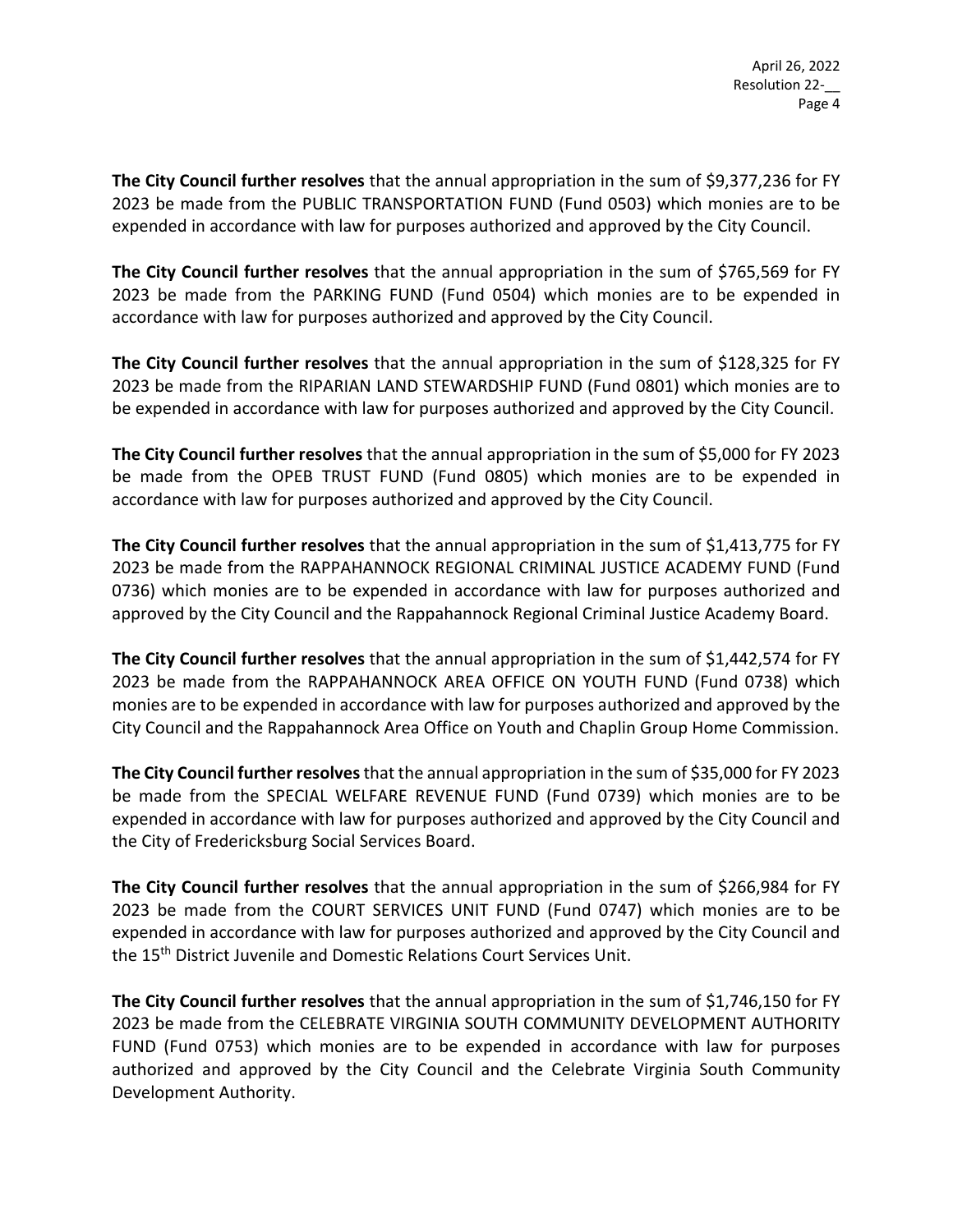**The City Council further resolves** that the annual appropriation in the sum of $9,377,236 for FY 2023 be made from the PUBLIC TRANSPORTATION FUND (Fund 0503) which monies are to be expended in accordance with law for purposes authorized and approved by the City Council.

**The City Council further resolves** that the annual appropriation in the sum of $765,569 for FY 2023 be made from the PARKING FUND (Fund 0504) which monies are to be expended in accordance with law for purposes authorized and approved by the City Council.

**The City Council further resolves** that the annual appropriation in the sum of $128,325 for FY 2023 be made from the RIPARIAN LAND STEWARDSHIP FUND (Fund 0801) which monies are to be expended in accordance with law for purposes authorized and approved by the City Council.

**The City Council further resolves** that the annual appropriation in the sum of $5,000 for FY 2023 be made from the OPEB TRUST FUND (Fund 0805) which monies are to be expended in accordance with law for purposes authorized and approved by the City Council.

**The City Council further resolves** that the annual appropriation in the sum of $1,413,775 for FY 2023 be made from the RAPPAHANNOCK REGIONAL CRIMINAL JUSTICE ACADEMY FUND (Fund 0736) which monies are to be expended in accordance with law for purposes authorized and approved by the City Council and the Rappahannock Regional Criminal Justice Academy Board.

**The City Council further resolves** that the annual appropriation in the sum of $1,442,574 for FY 2023 be made from the RAPPAHANNOCK AREA OFFICE ON YOUTH FUND (Fund 0738) which monies are to be expended in accordance with law for purposes authorized and approved by the City Council and the Rappahannock Area Office on Youth and Chaplin Group Home Commission.

**The City Council further resolves** that the annual appropriation in the sum of $35,000 for FY 2023 be made from the SPECIAL WELFARE REVENUE FUND (Fund 0739) which monies are to be expended in accordance with law for purposes authorized and approved by the City Council and the City of Fredericksburg Social Services Board.

**The City Council further resolves** that the annual appropriation in the sum of $266,984 for FY 2023 be made from the COURT SERVICES UNIT FUND (Fund 0747) which monies are to be expended in accordance with law for purposes authorized and approved by the City Council and the 15th District Juvenile and Domestic Relations Court Services Unit.

**The City Council further resolves** that the annual appropriation in the sum of $1,746,150 for FY 2023 be made from the CELEBRATE VIRGINIA SOUTH COMMUNITY DEVELOPMENT AUTHORITY FUND (Fund 0753) which monies are to be expended in accordance with law for purposes authorized and approved by the City Council and the Celebrate Virginia South Community Development Authority.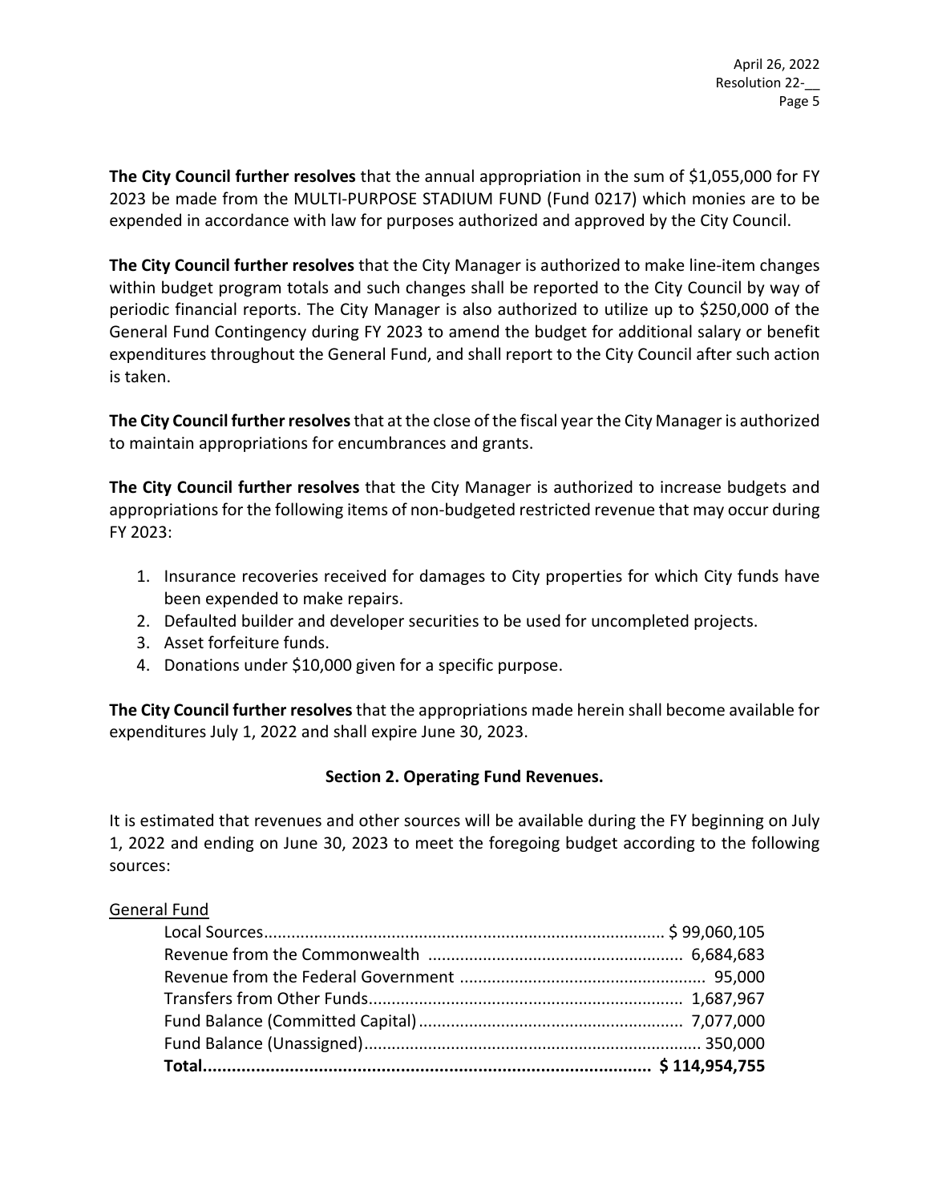**The City Council further resolves** that the annual appropriation in the sum of $1,055,000 for FY 2023 be made from the MULTI-PURPOSE STADIUM FUND (Fund 0217) which monies are to be expended in accordance with law for purposes authorized and approved by the City Council.

**The City Council further resolves** that the City Manager is authorized to make line-item changes within budget program totals and such changes shall be reported to the City Council by way of periodic financial reports. The City Manager is also authorized to utilize up to $250,000 of the General Fund Contingency during FY 2023 to amend the budget for additional salary or benefit expenditures throughout the General Fund, and shall report to the City Council after such action is taken.

**The City Council further resolves** that at the close of the fiscal year the City Manager is authorized to maintain appropriations for encumbrances and grants.

**The City Council further resolves** that the City Manager is authorized to increase budgets and appropriations for the following items of non-budgeted restricted revenue that may occur during FY 2023:

1. Insurance recoveries received for damages to City properties for which City funds have been expended to make repairs.
2. Defaulted builder and developer securities to be used for uncompleted projects.
3. Asset forfeiture funds.
4. Donations under $10,000 given for a specific purpose.

**The City Council further resolves** that the appropriations made herein shall become available for expenditures July 1, 2022 and shall expire June 30, 2023.

## Section 2. Operating Fund Revenues.

It is estimated that revenues and other sources will be available during the FY beginning on July 1, 2022 and ending on June 30, 2023 to meet the foregoing budget according to the following sources:

General Fund

| | |
|---|---|
| Local Sources | $ 99,060,105 |
| Revenue from the Commonwealth | 6,684,683 |
| Revenue from the Federal Government | 95,000 |
| Transfers from Other Funds | 1,687,967 |
| Fund Balance (Committed Capital) | 7,077,000 |
| Fund Balance (Unassigned) | 350,000 |
| **Total** | **$ 114,954,755** |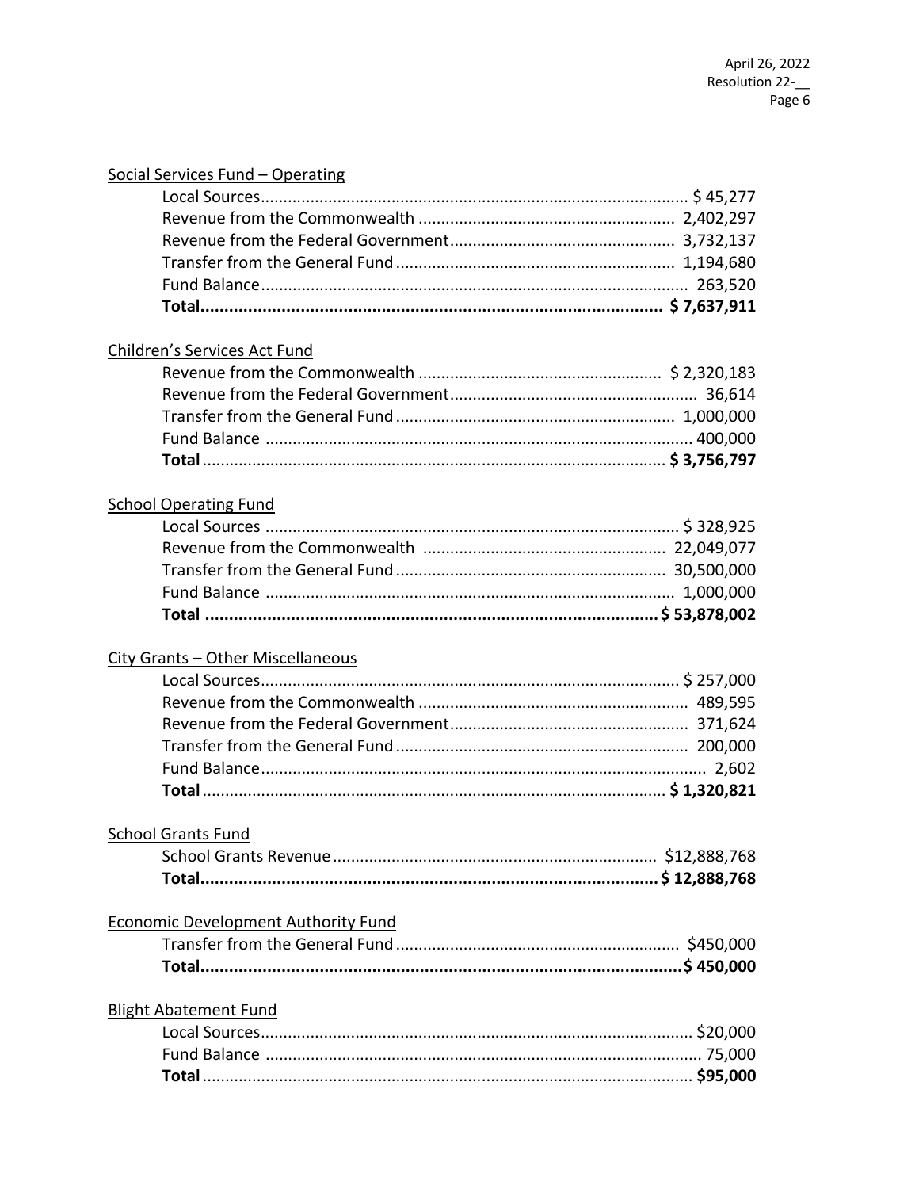Social Services Fund – Operating

| | |
|---|---|
| Local Sources | $ 45,277 |
| Revenue from the Commonwealth | 2,402,297 |
| Revenue from the Federal Government | 3,732,137 |
| Transfer from the General Fund | 1,194,680 |
| Fund Balance | 263,520 |
| **Total** | **$ 7,637,911** |

Children's Services Act Fund

| | |
|---|---|
| Revenue from the Commonwealth | $ 2,320,183 |
| Revenue from the Federal Government | 36,614 |
| Transfer from the General Fund | 1,000,000 |
| Fund Balance | 400,000 |
| **Total** | **$ 3,756,797** |

School Operating Fund

| | |
|---|---|
| Local Sources | $ 328,925 |
| Revenue from the Commonwealth | 22,049,077 |
| Transfer from the General Fund | 30,500,000 |
| Fund Balance | 1,000,000 |
| **Total** | **$ 53,878,002** |

City Grants – Other Miscellaneous

| | |
|---|---|
| Local Sources | $ 257,000 |
| Revenue from the Commonwealth | 489,595 |
| Revenue from the Federal Government | 371,624 |
| Transfer from the General Fund | 200,000 |
| Fund Balance | 2,602 |
| **Total** | **$ 1,320,821** |

School Grants Fund

| | |
|---|---|
| School Grants Revenue | $12,888,768 |
| **Total** | **$ 12,888,768** |

Economic Development Authority Fund

| | |
|---|---|
| Transfer from the General Fund | $450,000 |
| **Total** | **$ 450,000** |

Blight Abatement Fund

| | |
|---|---|
| Local Sources | $20,000 |
| Fund Balance | 75,000 |
| **Total** | **$95,000** |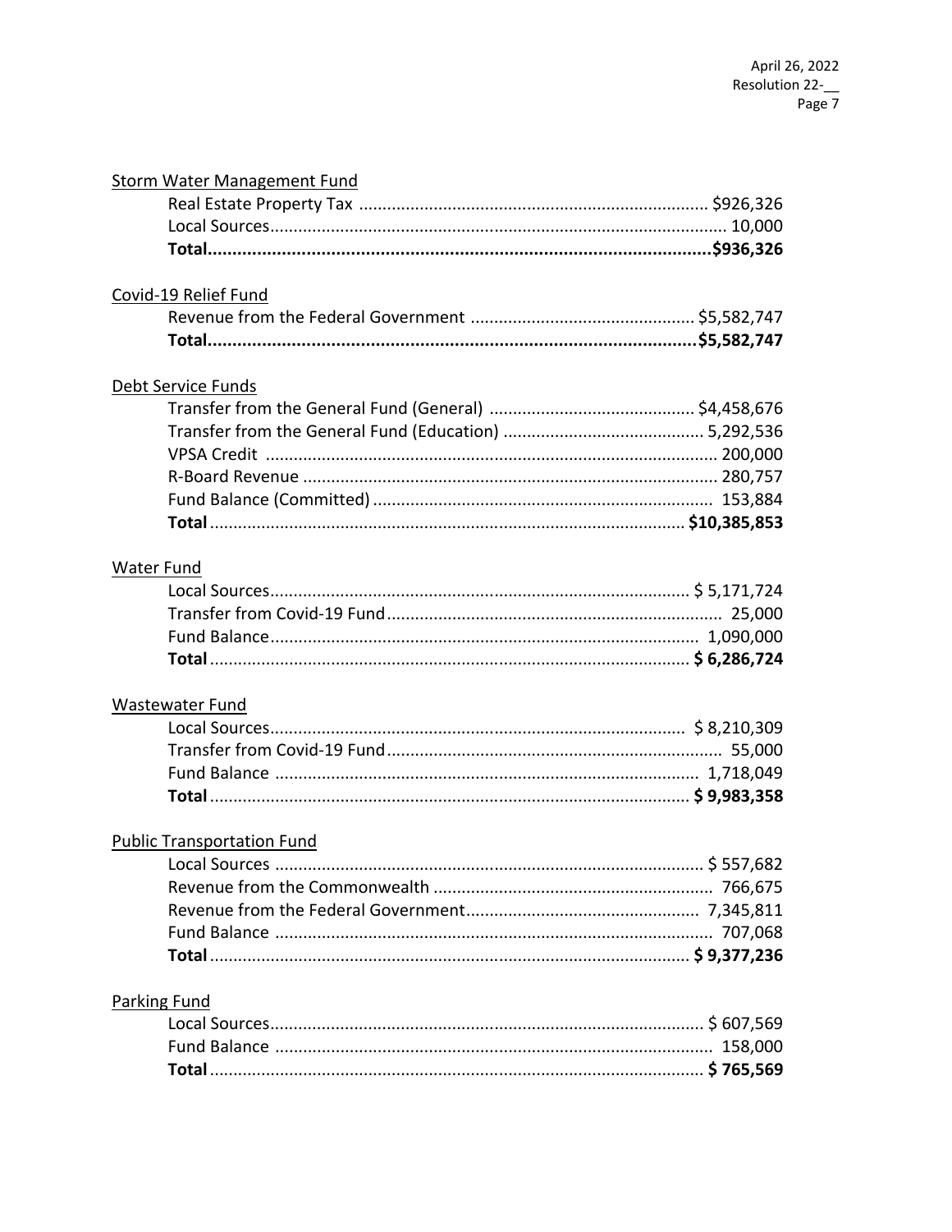Storm Water Management Fund

| | |
|---|---|
| Real Estate Property Tax | $926,326 |
| Local Sources | 10,000 |
| **Total** | **$936,326** |

Covid-19 Relief Fund

| | |
|---|---|
| Revenue from the Federal Government | $5,582,747 |
| **Total** | **$5,582,747** |

Debt Service Funds

| | |
|---|---|
| Transfer from the General Fund (General) | $4,458,676 |
| Transfer from the General Fund (Education) | 5,292,536 |
| VPSA Credit | 200,000 |
| R-Board Revenue | 280,757 |
| Fund Balance (Committed) | 153,884 |
| **Total** | **$10,385,853** |

Water Fund

| | |
|---|---|
| Local Sources | $ 5,171,724 |
| Transfer from Covid-19 Fund | 25,000 |
| Fund Balance | 1,090,000 |
| **Total** | **$ 6,286,724** |

Wastewater Fund

| | |
|---|---|
| Local Sources | $ 8,210,309 |
| Transfer from Covid-19 Fund | 55,000 |
| Fund Balance | 1,718,049 |
| **Total** | **$ 9,983,358** |

Public Transportation Fund

| | |
|---|---|
| Local Sources | $ 557,682 |
| Revenue from the Commonwealth | 766,675 |
| Revenue from the Federal Government | 7,345,811 |
| Fund Balance | 707,068 |
| **Total** | **$ 9,377,236** |

Parking Fund

| | |
|---|---|
| Local Sources | $ 607,569 |
| Fund Balance | 158,000 |
| **Total** | **$ 765,569** |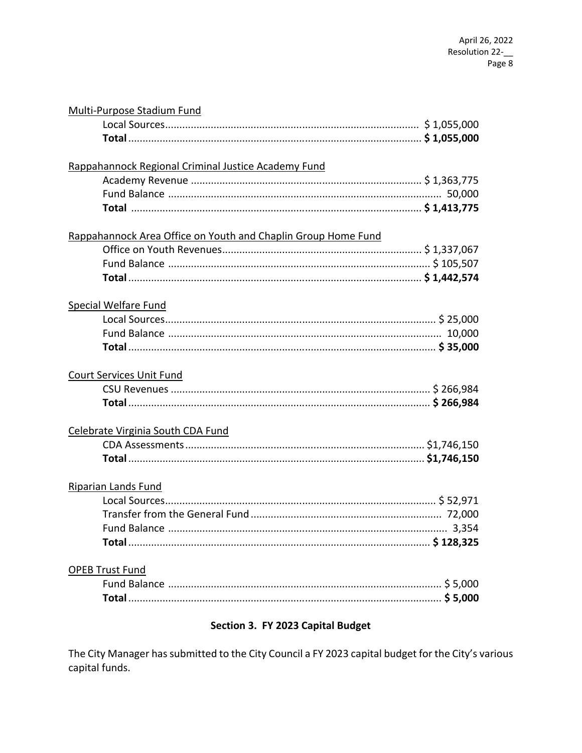Multi-Purpose Stadium Fund

| | |
|---|---|
| Local Sources | $ 1,055,000 |
| **Total** | **$ 1,055,000** |

Rappahannock Regional Criminal Justice Academy Fund

| | |
|---|---|
| Academy Revenue | $ 1,363,775 |
| Fund Balance | 50,000 |
| **Total** | **$ 1,413,775** |

Rappahannock Area Office on Youth and Chaplin Group Home Fund

| | |
|---|---|
| Office on Youth Revenues | $ 1,337,067 |
| Fund Balance | $ 105,507 |
| **Total** | **$ 1,442,574** |

Special Welfare Fund

| | |
|---|---|
| Local Sources | $ 25,000 |
| Fund Balance | 10,000 |
| **Total** | **$ 35,000** |

Court Services Unit Fund

| | |
|---|---|
| CSU Revenues | $ 266,984 |
| **Total** | **$ 266,984** |

Celebrate Virginia South CDA Fund

| | |
|---|---|
| CDA Assessments | $1,746,150 |
| **Total** | **$1,746,150** |

Riparian Lands Fund

| | |
|---|---|
| Local Sources | $ 52,971 |
| Transfer from the General Fund | 72,000 |
| Fund Balance | 3,354 |
| **Total** | **$ 128,325** |

OPEB Trust Fund

| | |
|---|---|
| Fund Balance | $ 5,000 |
| **Total** | **$ 5,000** |

## Section 3. FY 2023 Capital Budget

The City Manager has submitted to the City Council a FY 2023 capital budget for the City's various capital funds.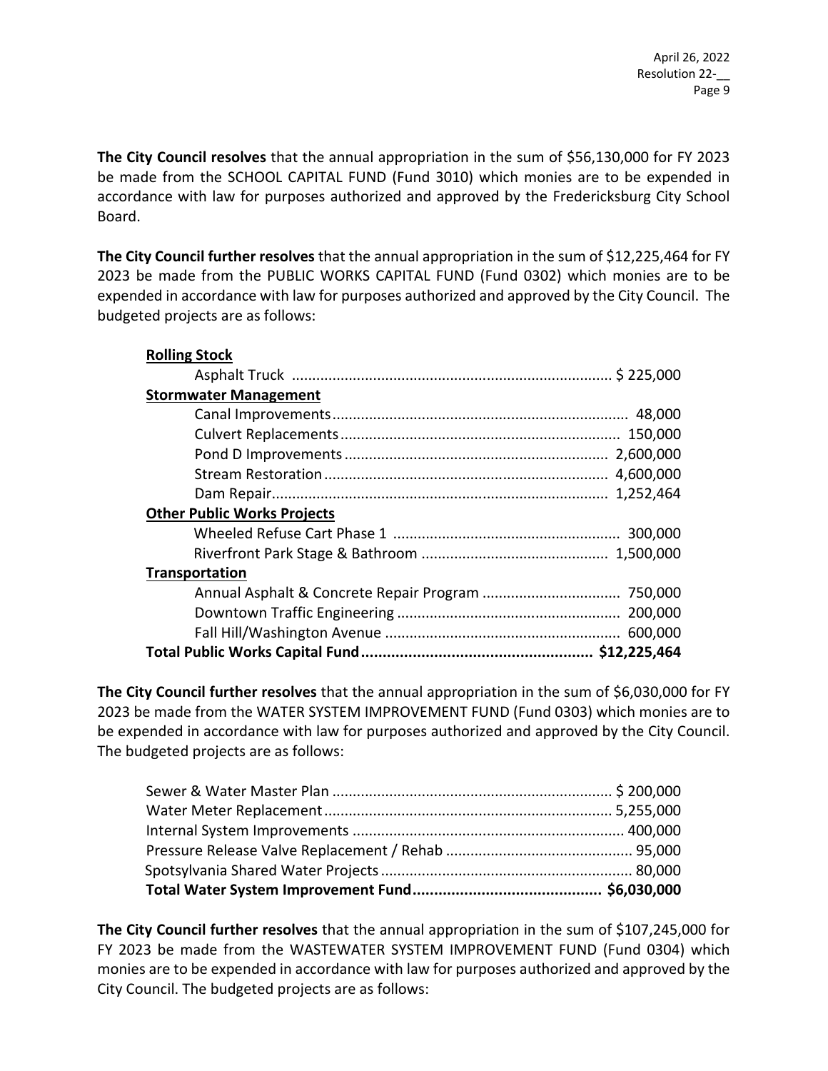**The City Council resolves** that the annual appropriation in the sum of $56,130,000 for FY 2023 be made from the SCHOOL CAPITAL FUND (Fund 3010) which monies are to be expended in accordance with law for purposes authorized and approved by the Fredericksburg City School Board.

**The City Council further resolves** that the annual appropriation in the sum of $12,225,464 for FY 2023 be made from the PUBLIC WORKS CAPITAL FUND (Fund 0302) which monies are to be expended in accordance with law for purposes authorized and approved by the City Council. The budgeted projects are as follows:

| Project | Amount |
|---|---|
| **Rolling Stock** | |
| Asphalt Truck | $ 225,000 |
| **Stormwater Management** | |
| Canal Improvements | 48,000 |
| Culvert Replacements | 150,000 |
| Pond D Improvements | 2,600,000 |
| Stream Restoration | 4,600,000 |
| Dam Repair | 1,252,464 |
| **Other Public Works Projects** | |
| Wheeled Refuse Cart Phase 1 | 300,000 |
| Riverfront Park Stage & Bathroom | 1,500,000 |
| **Transportation** | |
| Annual Asphalt & Concrete Repair Program | 750,000 |
| Downtown Traffic Engineering | 200,000 |
| Fall Hill/Washington Avenue | 600,000 |
| **Total Public Works Capital Fund** | **$12,225,464** |

**The City Council further resolves** that the annual appropriation in the sum of $6,030,000 for FY 2023 be made from the WATER SYSTEM IMPROVEMENT FUND (Fund 0303) which monies are to be expended in accordance with law for purposes authorized and approved by the City Council. The budgeted projects are as follows:

| Project | Amount |
|---|---|
| Sewer & Water Master Plan | $ 200,000 |
| Water Meter Replacement | 5,255,000 |
| Internal System Improvements | 400,000 |
| Pressure Release Valve Replacement / Rehab | 95,000 |
| Spotsylvania Shared Water Projects | 80,000 |
| **Total Water System Improvement Fund** | **$6,030,000** |

**The City Council further resolves** that the annual appropriation in the sum of $107,245,000 for FY 2023 be made from the WASTEWATER SYSTEM IMPROVEMENT FUND (Fund 0304) which monies are to be expended in accordance with law for purposes authorized and approved by the City Council. The budgeted projects are as follows: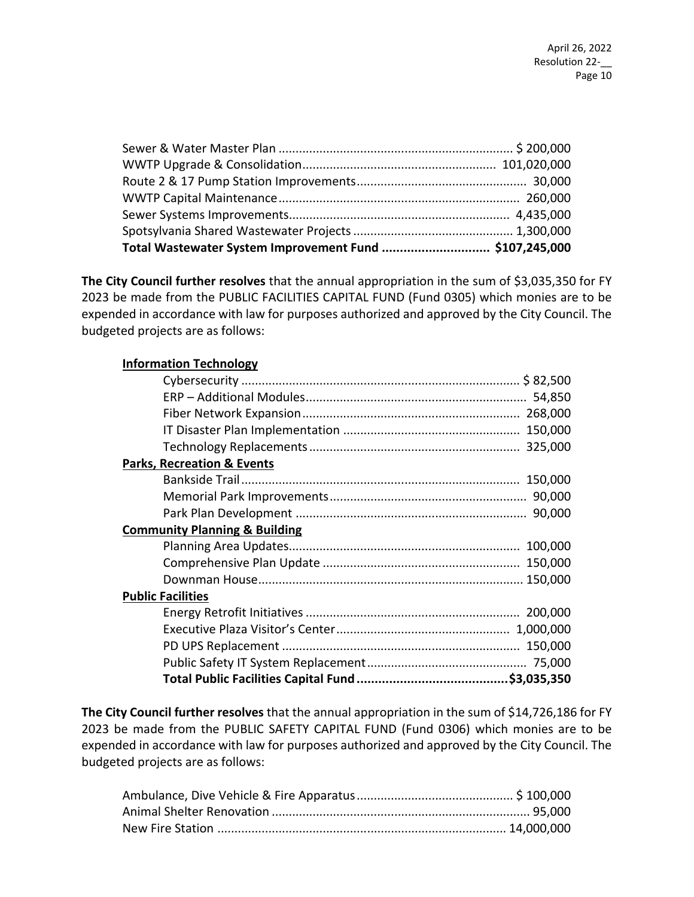| | |
|---|---|
| Sewer & Water Master Plan | $ 200,000 |
| WWTP Upgrade & Consolidation | 101,020,000 |
| Route 2 & 17 Pump Station Improvements | 30,000 |
| WWTP Capital Maintenance | 260,000 |
| Sewer Systems Improvements | 4,435,000 |
| Spotsylvania Shared Wastewater Projects | 1,300,000 |
| **Total Wastewater System Improvement Fund** | **$107,245,000** |

**The City Council further resolves** that the annual appropriation in the sum of $3,035,350 for FY 2023 be made from the PUBLIC FACILITIES CAPITAL FUND (Fund 0305) which monies are to be expended in accordance with law for purposes authorized and approved by the City Council. The budgeted projects are as follows:

| | |
|---|---|
| **Information Technology** | |
| Cybersecurity | $ 82,500 |
| ERP – Additional Modules | 54,850 |
| Fiber Network Expansion | 268,000 |
| IT Disaster Plan Implementation | 150,000 |
| Technology Replacements | 325,000 |
| **Parks, Recreation & Events** | |
| Bankside Trail | 150,000 |
| Memorial Park Improvements | 90,000 |
| Park Plan Development | 90,000 |
| **Community Planning & Building** | |
| Planning Area Updates | 100,000 |
| Comprehensive Plan Update | 150,000 |
| Downman House | 150,000 |
| **Public Facilities** | |
| Energy Retrofit Initiatives | 200,000 |
| Executive Plaza Visitor's Center | 1,000,000 |
| PD UPS Replacement | 150,000 |
| Public Safety IT System Replacement | 75,000 |
| **Total Public Facilities Capital Fund** | **$3,035,350** |

**The City Council further resolves** that the annual appropriation in the sum of $14,726,186 for FY 2023 be made from the PUBLIC SAFETY CAPITAL FUND (Fund 0306) which monies are to be expended in accordance with law for purposes authorized and approved by the City Council. The budgeted projects are as follows:

| | |
|---|---|
| Ambulance, Dive Vehicle & Fire Apparatus | $ 100,000 |
| Animal Shelter Renovation | 95,000 |
| New Fire Station | 14,000,000 |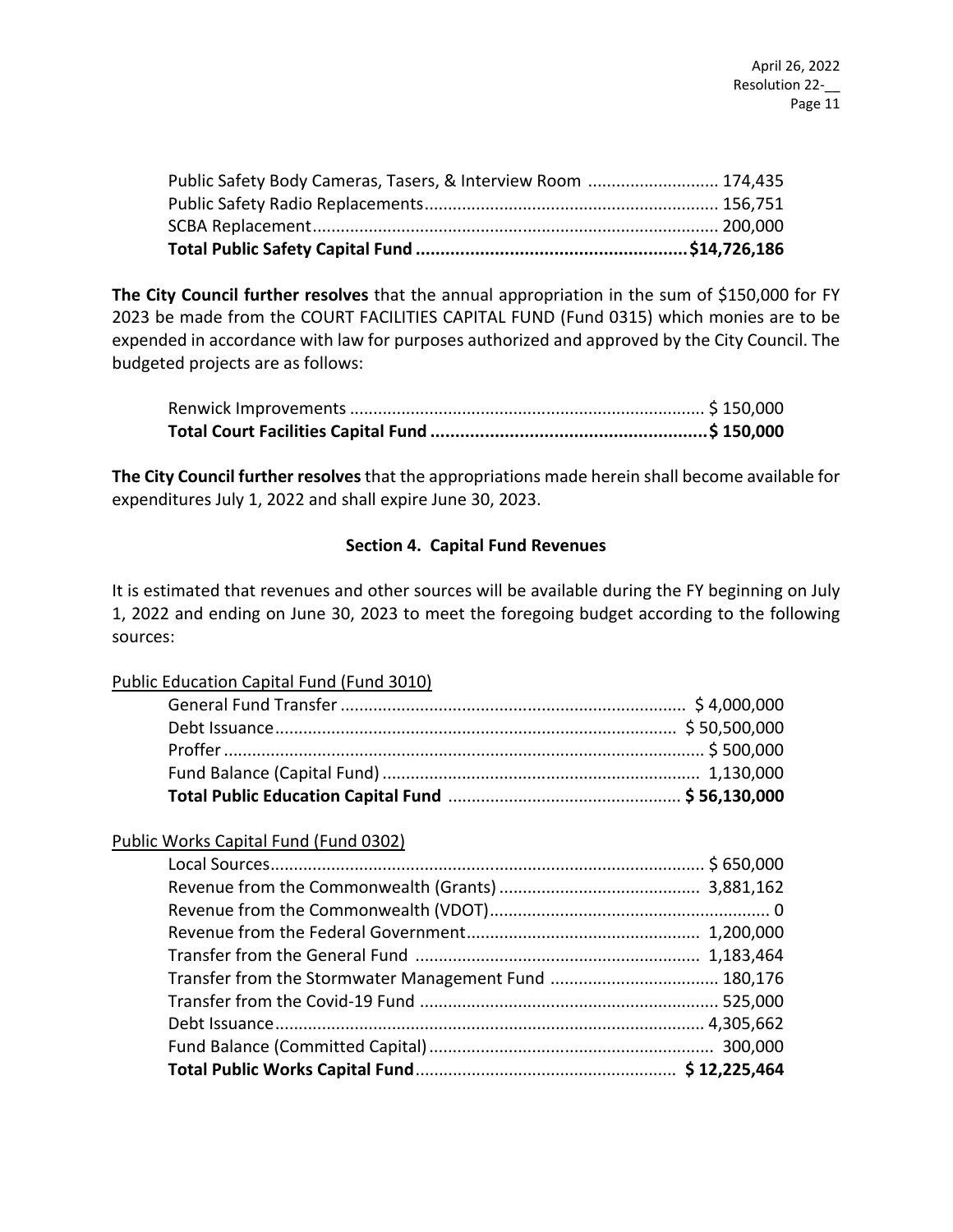| | |
|---|---|
| Public Safety Body Cameras, Tasers, & Interview Room | 174,435 |
| Public Safety Radio Replacements | 156,751 |
| SCBA Replacement | 200,000 |
| **Total Public Safety Capital Fund** | **$14,726,186** |

**The City Council further resolves** that the annual appropriation in the sum of $150,000 for FY 2023 be made from the COURT FACILITIES CAPITAL FUND (Fund 0315) which monies are to be expended in accordance with law for purposes authorized and approved by the City Council. The budgeted projects are as follows:

| | |
|---|---|
| Renwick Improvements | $ 150,000 |
| **Total Court Facilities Capital Fund** | **$ 150,000** |

**The City Council further resolves** that the appropriations made herein shall become available for expenditures July 1, 2022 and shall expire June 30, 2023.

### Section 4. Capital Fund Revenues

It is estimated that revenues and other sources will be available during the FY beginning on July 1, 2022 and ending on June 30, 2023 to meet the foregoing budget according to the following sources:

Public Education Capital Fund (Fund 3010)

| | |
|---|---|
| General Fund Transfer | $ 4,000,000 |
| Debt Issuance | $ 50,500,000 |
| Proffer | $ 500,000 |
| Fund Balance (Capital Fund) | 1,130,000 |
| **Total Public Education Capital Fund** | **$ 56,130,000** |

Public Works Capital Fund (Fund 0302)

| | |
|---|---|
| Local Sources | $ 650,000 |
| Revenue from the Commonwealth (Grants) | 3,881,162 |
| Revenue from the Commonwealth (VDOT) | 0 |
| Revenue from the Federal Government | 1,200,000 |
| Transfer from the General Fund | 1,183,464 |
| Transfer from the Stormwater Management Fund | 180,176 |
| Transfer from the Covid-19 Fund | 525,000 |
| Debt Issuance | 4,305,662 |
| Fund Balance (Committed Capital) | 300,000 |
| **Total Public Works Capital Fund** | **$ 12,225,464** |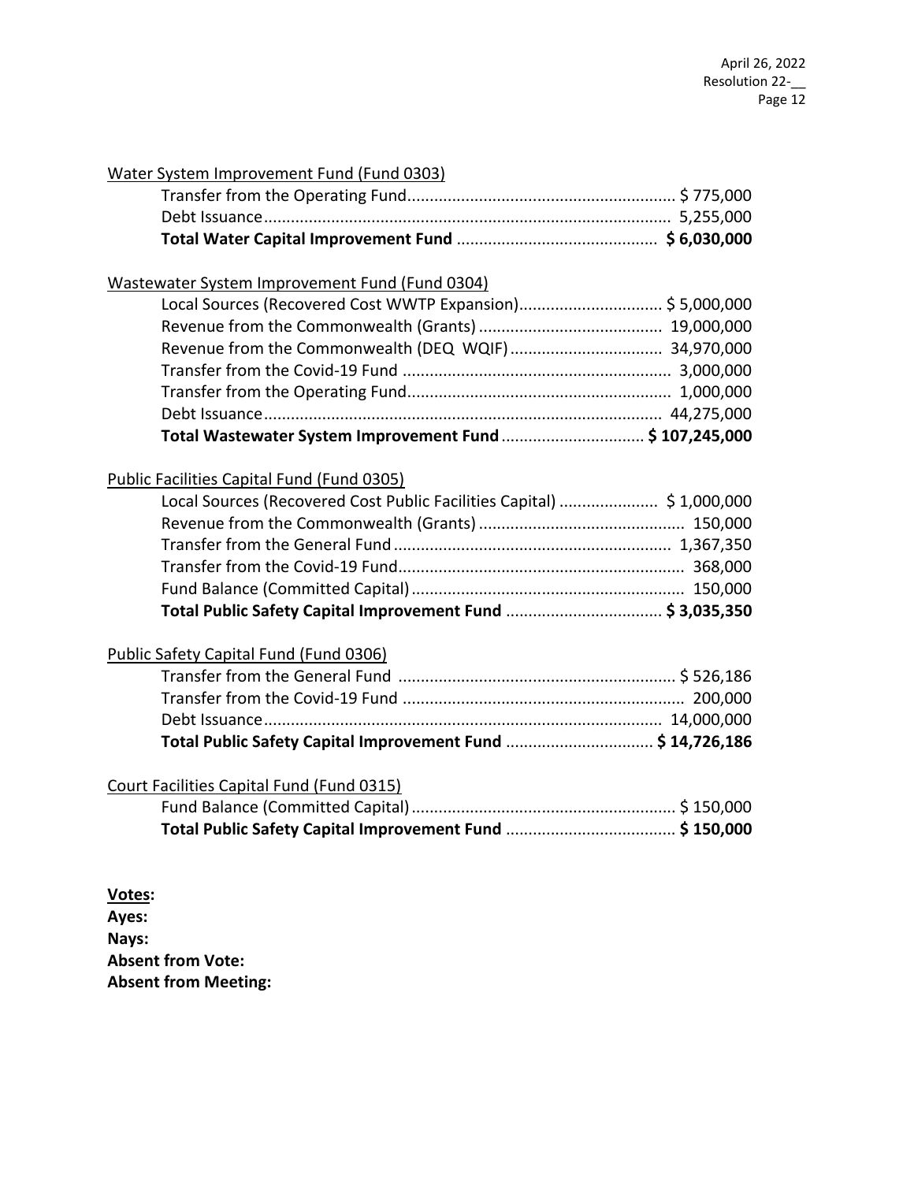Water System Improvement Fund (Fund 0303)

| | |
|---|---|
| Transfer from the Operating Fund | $ 775,000 |
| Debt Issuance | 5,255,000 |
| **Total Water Capital Improvement Fund** | **$ 6,030,000** |

Wastewater System Improvement Fund (Fund 0304)

| | |
|---|---|
| Local Sources (Recovered Cost WWTP Expansion) | $ 5,000,000 |
| Revenue from the Commonwealth (Grants) | 19,000,000 |
| Revenue from the Commonwealth (DEQ WQIF) | 34,970,000 |
| Transfer from the Covid-19 Fund | 3,000,000 |
| Transfer from the Operating Fund | 1,000,000 |
| Debt Issuance | 44,275,000 |
| **Total Wastewater System Improvement Fund** | **$ 107,245,000** |

Public Facilities Capital Fund (Fund 0305)

| | |
|---|---|
| Local Sources (Recovered Cost Public Facilities Capital) | $ 1,000,000 |
| Revenue from the Commonwealth (Grants) | 150,000 |
| Transfer from the General Fund | 1,367,350 |
| Transfer from the Covid-19 Fund | 368,000 |
| Fund Balance (Committed Capital) | 150,000 |
| **Total Public Safety Capital Improvement Fund** | **$ 3,035,350** |

Public Safety Capital Fund (Fund 0306)

| | |
|---|---|
| Transfer from the General Fund | $ 526,186 |
| Transfer from the Covid-19 Fund | 200,000 |
| Debt Issuance | 14,000,000 |
| **Total Public Safety Capital Improvement Fund** | **$ 14,726,186** |

Court Facilities Capital Fund (Fund 0315)

| | |
|---|---|
| Fund Balance (Committed Capital) | $ 150,000 |
| **Total Public Safety Capital Improvement Fund** | **$ 150,000** |

**Votes:**
**Ayes:**
**Nays:**
**Absent from Vote:**
**Absent from Meeting:**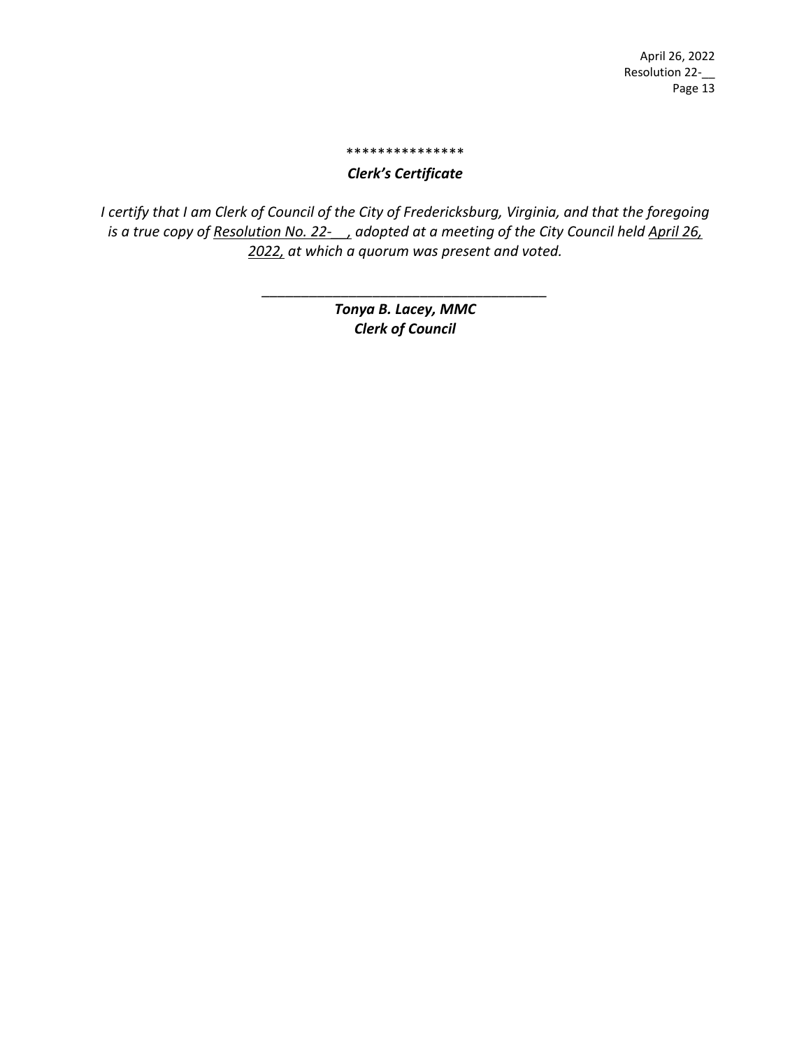***************

***Clerk's Certificate***

*I certify that I am Clerk of Council of the City of Fredericksburg, Virginia, and that the foregoing is a true copy of Resolution No. 22-__, adopted at a meeting of the City Council held April 26, 2022, at which a quorum was present and voted.*

______________________________________

***Tonya B. Lacey, MMC***
***Clerk of Council***